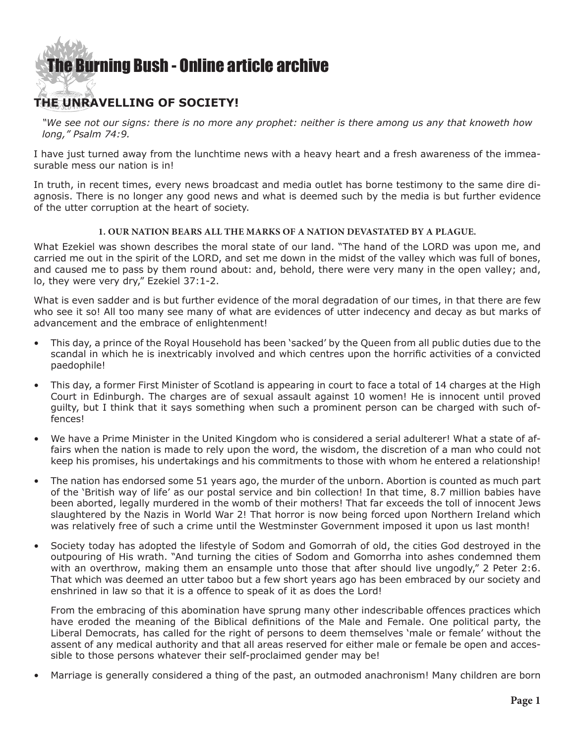# The Burning Bush - Online article archive

## THE UNRAVELLING OF SOCIETY!

*"We see not our signs: there is no more any prophet: neither is there among us any that knoweth how long," Psalm 74:9.*

I have just turned away from the lunchtime news with a heavy heart and a fresh awareness of the immeasurable mess our nation is in!

In truth, in recent times, every news broadcast and media outlet has borne testimony to the same dire diagnosis. There is no longer any good news and what is deemed such by the media is but further evidence of the utter corruption at the heart of society.

### 1. OUR NATION BEARS ALL THE MARKS OF A NATION DEVASTATED BY A PLAGUE.

What Ezekiel was shown describes the moral state of our land. "The hand of the LORD was upon me, and carried me out in the spirit of the LORD, and set me down in the midst of the valley which was full of bones, and caused me to pass by them round about: and, behold, there were very many in the open valley; and, lo, they were very dry," Ezekiel 37:1-2.

What is even sadder and is but further evidence of the moral degradation of our times, in that there are few who see it so! All too many see many of what are evidences of utter indecency and decay as but marks of advancement and the embrace of enlightenment!

- This day, a prince of the Royal Household has been 'sacked' by the Queen from all public duties due to the scandal in which he is inextricably involved and which centres upon the horrific activities of a convicted paedophile!
- This day, a former First Minister of Scotland is appearing in court to face a total of 14 charges at the High Court in Edinburgh. The charges are of sexual assault against 10 women! He is innocent until proved guilty, but I think that it says something when such a prominent person can be charged with such offences!
- We have a Prime Minister in the United Kingdom who is considered a serial adulterer! What a state of affairs when the nation is made to rely upon the word, the wisdom, the discretion of a man who could not keep his promises, his undertakings and his commitments to those with whom he entered a relationship!
- The nation has endorsed some 51 years ago, the murder of the unborn. Abortion is counted as much part of the 'British way of life' as our postal service and bin collection! In that time, 8.7 million babies have been aborted, legally murdered in the womb of their mothers! That far exceeds the toll of innocent Jews slaughtered by the Nazis in World War 2! That horror is now being forced upon Northern Ireland which was relatively free of such a crime until the Westminster Government imposed it upon us last month!
- Society today has adopted the lifestyle of Sodom and Gomorrah of old, the cities God destroyed in the outpouring of His wrath. "And turning the cities of Sodom and Gomorrha into ashes condemned them with an overthrow, making them an ensample unto those that after should live ungodly," 2 Peter 2:6. That which was deemed an utter taboo but a few short years ago has been embraced by our society and enshrined in law so that it is a offence to speak of it as does the Lord!

  From the embracing of this abomination have sprung many other indescribable offences practices which have eroded the meaning of the Biblical definitions of the Male and Female. One political party, the Liberal Democrats, has called for the right of persons to deem themselves 'male or female' without the assent of any medical authority and that all areas reserved for either male or female be open and accessible to those persons whatever their self-proclaimed gender may be!
- Marriage is generally considered a thing of the past, an outmoded anachronism! Many children are born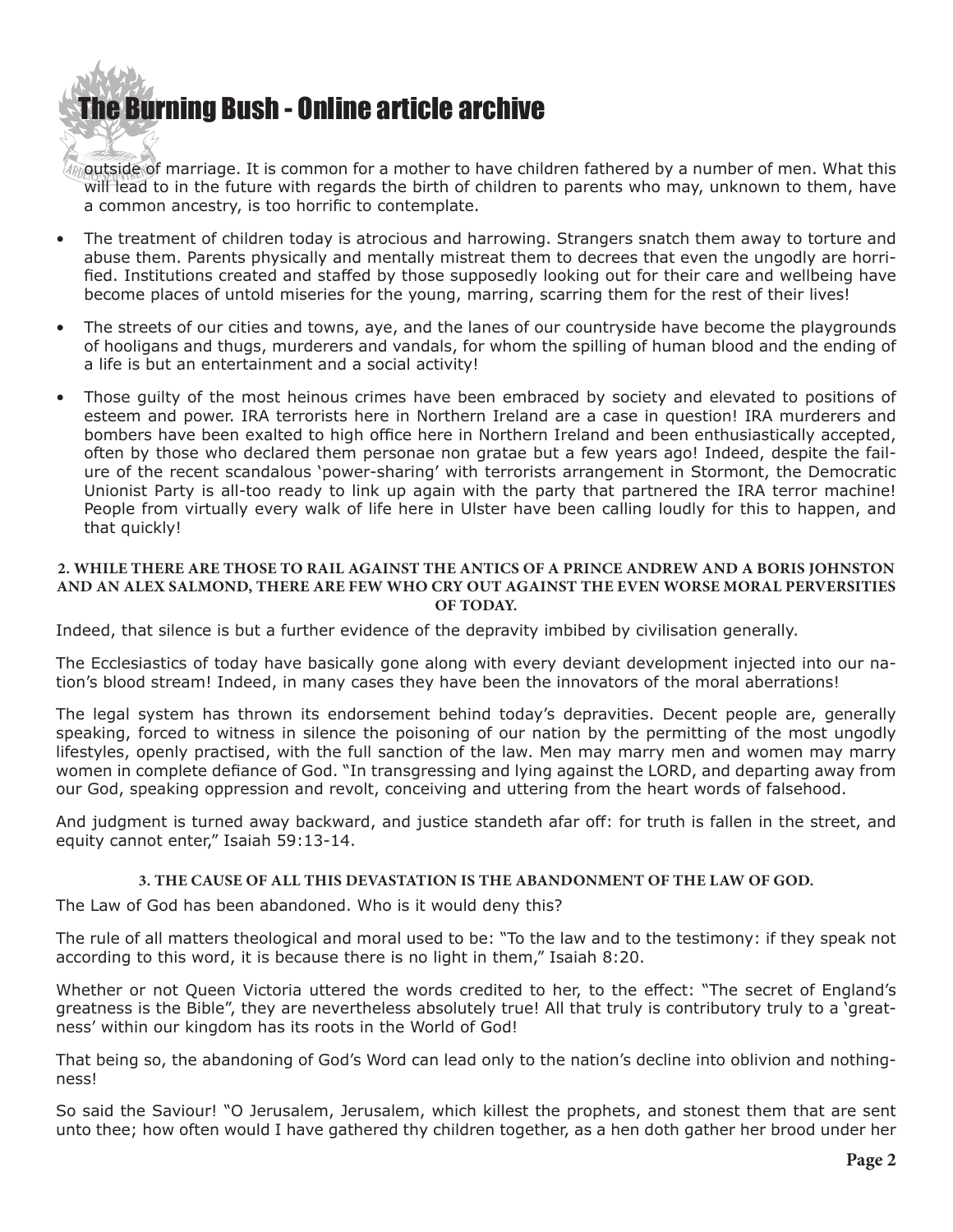outside of marriage. It is common for a mother to have children fathered by a number of men. What this will lead to in the future with regards the birth of children to parents who may, unknown to them, have a common ancestry, is too horrific to contemplate.

- The treatment of children today is atrocious and harrowing. Strangers snatch them away to torture and abuse them. Parents physically and mentally mistreat them to decrees that even the ungodly are horrified. Institutions created and staffed by those supposedly looking out for their care and wellbeing have become places of untold miseries for the young, marring, scarring them for the rest of their lives!
- The streets of our cities and towns, aye, and the lanes of our countryside have become the playgrounds of hooligans and thugs, murderers and vandals, for whom the spilling of human blood and the ending of a life is but an entertainment and a social activity!
- Those guilty of the most heinous crimes have been embraced by society and elevated to positions of esteem and power. IRA terrorists here in Northern Ireland are a case in question! IRA murderers and bombers have been exalted to high office here in Northern Ireland and been enthusiastically accepted, often by those who declared them personae non gratae but a few years ago! Indeed, despite the failure of the recent scandalous 'power-sharing' with terrorists arrangement in Stormont, the Democratic Unionist Party is all-too ready to link up again with the party that partnered the IRA terror machine! People from virtually every walk of life here in Ulster have been calling loudly for this to happen, and that quickly!

#### 2. WHILE THERE ARE THOSE TO RAIL AGAINST THE ANTICS OF A PRINCE ANDREW AND A BORIS JOHNSTON AND AN ALEX SALMOND, THERE ARE FEW WHO CRY OUT AGAINST THE EVEN WORSE MORAL PERVERSITIES OF TODAY.

Indeed, that silence is but a further evidence of the depravity imbibed by civilisation generally.

The Ecclesiastics of today have basically gone along with every deviant development injected into our nation's blood stream! Indeed, in many cases they have been the innovators of the moral aberrations!

The legal system has thrown its endorsement behind today's depravities. Decent people are, generally speaking, forced to witness in silence the poisoning of our nation by the permitting of the most ungodly lifestyles, openly practised, with the full sanction of the law. Men may marry men and women may marry women in complete defiance of God. "In transgressing and lying against the LORD, and departing away from our God, speaking oppression and revolt, conceiving and uttering from the heart words of falsehood.

And judgment is turned away backward, and justice standeth afar off: for truth is fallen in the street, and equity cannot enter," Isaiah 59:13-14.

#### 3. THE CAUSE OF ALL THIS DEVASTATION IS THE ABANDONMENT OF THE LAW OF GOD.

The Law of God has been abandoned. Who is it would deny this?

The rule of all matters theological and moral used to be: "To the law and to the testimony: if they speak not according to this word, it is because there is no light in them," Isaiah 8:20.

Whether or not Queen Victoria uttered the words credited to her, to the effect: "The secret of England's greatness is the Bible", they are nevertheless absolutely true! All that truly is contributory truly to a 'greatness' within our kingdom has its roots in the World of God!

That being so, the abandoning of God's Word can lead only to the nation's decline into oblivion and nothingness!

So said the Saviour! "O Jerusalem, Jerusalem, which killest the prophets, and stonest them that are sent unto thee; how often would I have gathered thy children together, as a hen doth gather her brood under her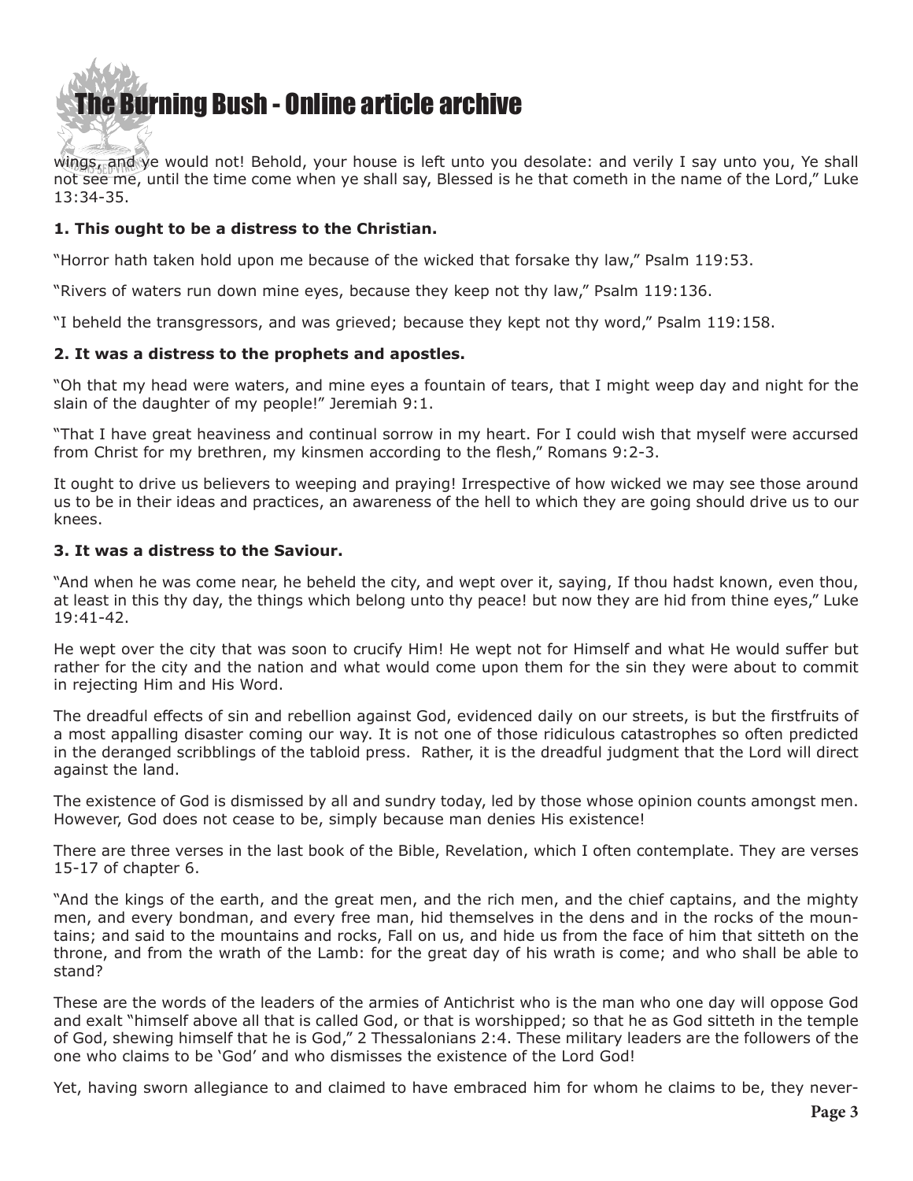wings, and ye would not! Behold, your house is left unto you desolate: and verily I say unto you, Ye shall not see me, until the time come when ye shall say, Blessed is he that cometh in the name of the Lord," Luke 13:34-35.

**1. This ought to be a distress to the Christian.**

"Horror hath taken hold upon me because of the wicked that forsake thy law," Psalm 119:53.

"Rivers of waters run down mine eyes, because they keep not thy law," Psalm 119:136.

"I beheld the transgressors, and was grieved; because they kept not thy word," Psalm 119:158.

**2. It was a distress to the prophets and apostles.**

"Oh that my head were waters, and mine eyes a fountain of tears, that I might weep day and night for the slain of the daughter of my people!" Jeremiah 9:1.

"That I have great heaviness and continual sorrow in my heart. For I could wish that myself were accursed from Christ for my brethren, my kinsmen according to the flesh," Romans 9:2-3.

It ought to drive us believers to weeping and praying! Irrespective of how wicked we may see those around us to be in their ideas and practices, an awareness of the hell to which they are going should drive us to our knees.

**3. It was a distress to the Saviour.**

"And when he was come near, he beheld the city, and wept over it, saying, If thou hadst known, even thou, at least in this thy day, the things which belong unto thy peace! but now they are hid from thine eyes," Luke 19:41-42.

He wept over the city that was soon to crucify Him! He wept not for Himself and what He would suffer but rather for the city and the nation and what would come upon them for the sin they were about to commit in rejecting Him and His Word.

The dreadful effects of sin and rebellion against God, evidenced daily on our streets, is but the firstfruits of a most appalling disaster coming our way. It is not one of those ridiculous catastrophes so often predicted in the deranged scribblings of the tabloid press. Rather, it is the dreadful judgment that the Lord will direct against the land.

The existence of God is dismissed by all and sundry today, led by those whose opinion counts amongst men. However, God does not cease to be, simply because man denies His existence!

There are three verses in the last book of the Bible, Revelation, which I often contemplate. They are verses 15-17 of chapter 6.

"And the kings of the earth, and the great men, and the rich men, and the chief captains, and the mighty men, and every bondman, and every free man, hid themselves in the dens and in the rocks of the mountains; and said to the mountains and rocks, Fall on us, and hide us from the face of him that sitteth on the throne, and from the wrath of the Lamb: for the great day of his wrath is come; and who shall be able to stand?

These are the words of the leaders of the armies of Antichrist who is the man who one day will oppose God and exalt "himself above all that is called God, or that is worshipped; so that he as God sitteth in the temple of God, shewing himself that he is God," 2 Thessalonians 2:4. These military leaders are the followers of the one who claims to be 'God' and who dismisses the existence of the Lord God!

Yet, having sworn allegiance to and claimed to have embraced him for whom he claims to be, they never-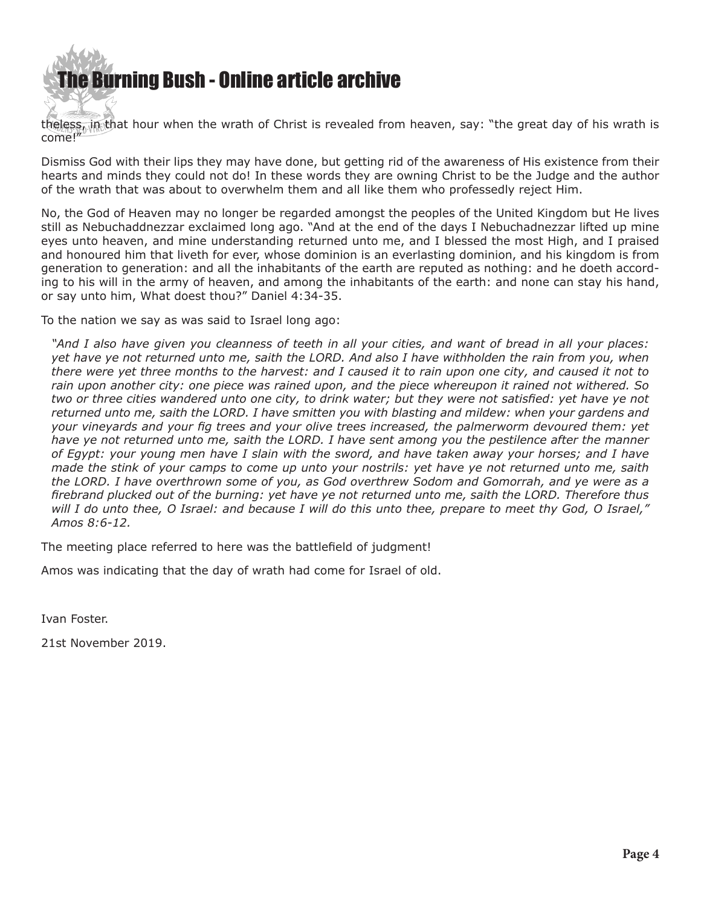theless, in that hour when the wrath of Christ is revealed from heaven, say: "the great day of his wrath is come!"

Dismiss God with their lips they may have done, but getting rid of the awareness of His existence from their hearts and minds they could not do! In these words they are owning Christ to be the Judge and the author of the wrath that was about to overwhelm them and all like them who professedly reject Him.

No, the God of Heaven may no longer be regarded amongst the peoples of the United Kingdom but He lives still as Nebuchaddnezzar exclaimed long ago. "And at the end of the days I Nebuchadnezzar lifted up mine eyes unto heaven, and mine understanding returned unto me, and I blessed the most High, and I praised and honoured him that liveth for ever, whose dominion is an everlasting dominion, and his kingdom is from generation to generation: and all the inhabitants of the earth are reputed as nothing: and he doeth according to his will in the army of heaven, and among the inhabitants of the earth: and none can stay his hand, or say unto him, What doest thou?" Daniel 4:34-35.

To the nation we say as was said to Israel long ago:

> *"And I also have given you cleanness of teeth in all your cities, and want of bread in all your places: yet have ye not returned unto me, saith the LORD. And also I have withholden the rain from you, when there were yet three months to the harvest: and I caused it to rain upon one city, and caused it not to rain upon another city: one piece was rained upon, and the piece whereupon it rained not withered. So two or three cities wandered unto one city, to drink water; but they were not satisfied: yet have ye not returned unto me, saith the LORD. I have smitten you with blasting and mildew: when your gardens and your vineyards and your fig trees and your olive trees increased, the palmerworm devoured them: yet have ye not returned unto me, saith the LORD. I have sent among you the pestilence after the manner of Egypt: your young men have I slain with the sword, and have taken away your horses; and I have made the stink of your camps to come up unto your nostrils: yet have ye not returned unto me, saith the LORD. I have overthrown some of you, as God overthrew Sodom and Gomorrah, and ye were as a firebrand plucked out of the burning: yet have ye not returned unto me, saith the LORD. Therefore thus will I do unto thee, O Israel: and because I will do this unto thee, prepare to meet thy God, O Israel," Amos 8:6-12.*

The meeting place referred to here was the battlefield of judgment!

Amos was indicating that the day of wrath had come for Israel of old.

Ivan Foster.

21st November 2019.